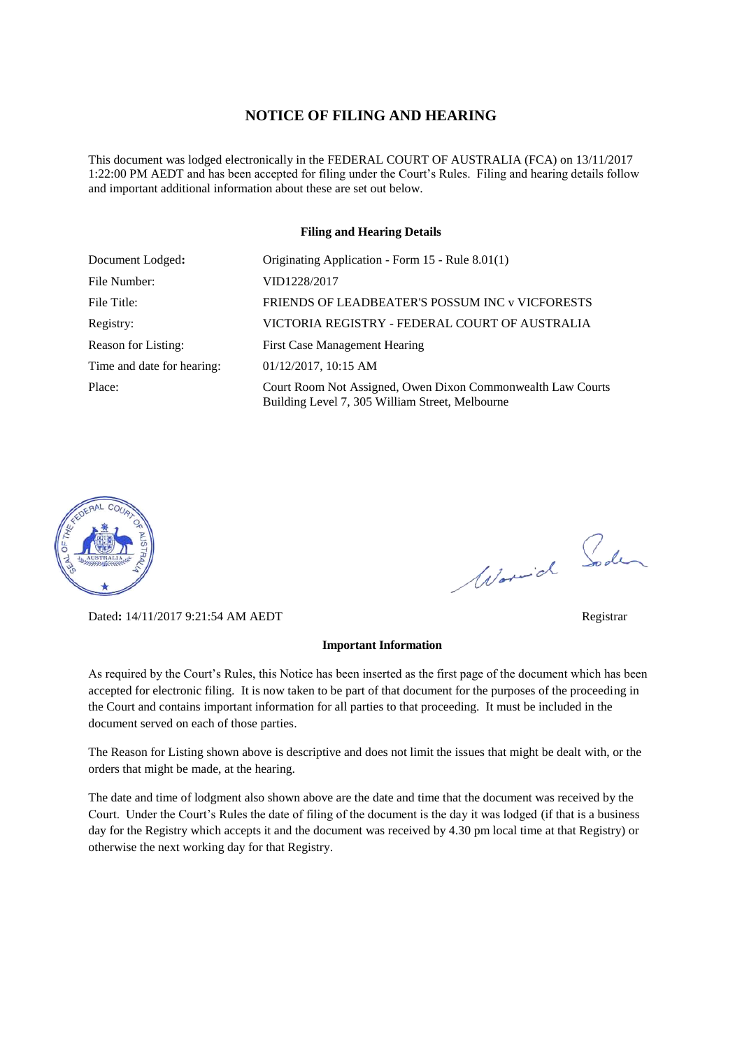# NOTICE OF FILING AND HEARING

This document was lodged electronically in the FEDERAL COURT OF AUSTRALIA (FCA) on 13/11/2017 1:22:00 PM AEDT and has been accepted for filing under the Court's Rules. Filing and hearing details follow and important additional information about these are set out below.

## Filing and Hearing Details

| | |
|---|---|
| Document Lodged: | Originating Application - Form 15 - Rule 8.01(1) |
| File Number: | VID1228/2017 |
| File Title: | FRIENDS OF LEADBEATER'S POSSUM INC v VICFORESTS |
| Registry: | VICTORIA REGISTRY - FEDERAL COURT OF AUSTRALIA |
| Reason for Listing: | First Case Management Hearing |
| Time and date for hearing: | 01/12/2017, 10:15 AM |
| Place: | Court Room Not Assigned, Owen Dixon Commonwealth Law Courts Building Level 7, 305 William Street, Melbourne |

Dated: 14/11/2017 9:21:54 AM AEDT

Registrar

## Important Information

As required by the Court's Rules, this Notice has been inserted as the first page of the document which has been accepted for electronic filing. It is now taken to be part of that document for the purposes of the proceeding in the Court and contains important information for all parties to that proceeding. It must be included in the document served on each of those parties.

The Reason for Listing shown above is descriptive and does not limit the issues that might be dealt with, or the orders that might be made, at the hearing.

The date and time of lodgment also shown above are the date and time that the document was received by the Court. Under the Court's Rules the date of filing of the document is the day it was lodged (if that is a business day for the Registry which accepts it and the document was received by 4.30 pm local time at that Registry) or otherwise the next working day for that Registry.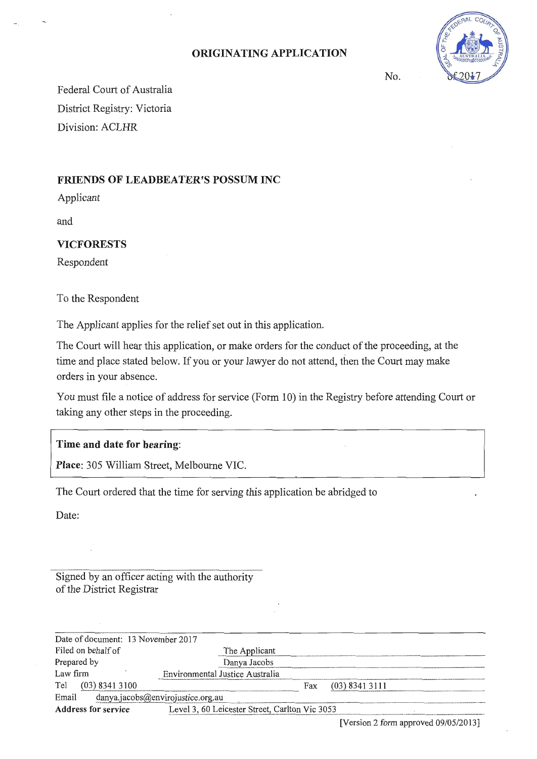# ORIGINATING APPLICATION

No. of 2017

Federal Court of Australia
District Registry: Victoria
Division: ACLHR

**FRIENDS OF LEADBEATER'S POSSUM INC**
Applicant

and

**VICFORESTS**
Respondent

To the Respondent

The Applicant applies for the relief set out in this application.

The Court will hear this application, or make orders for the conduct of the proceeding, at the time and place stated below. If you or your lawyer do not attend, then the Court may make orders in your absence.

You must file a notice of address for service (Form 10) in the Registry before attending Court or taking any other steps in the proceeding.

**Time and date for hearing:**

**Place:** 305 William Street, Melbourne VIC.

The Court ordered that the time for serving this application be abridged to .

Date:

Signed by an officer acting with the authority of the District Registrar

| | |
|---|---|
| Date of document: | 13 November 2017 |
| Filed on behalf of | The Applicant |
| Prepared by | Danya Jacobs |
| Law firm | Environmental Justice Australia |
| Tel | (03) 8341 3100 Fax (03) 8341 3111 |
| Email | danya.jacobs@envirojustice.org.au |
| **Address for service** | Level 3, 60 Leicester Street, Carlton Vic 3053 |

[Version 2 form approved 09/05/2013]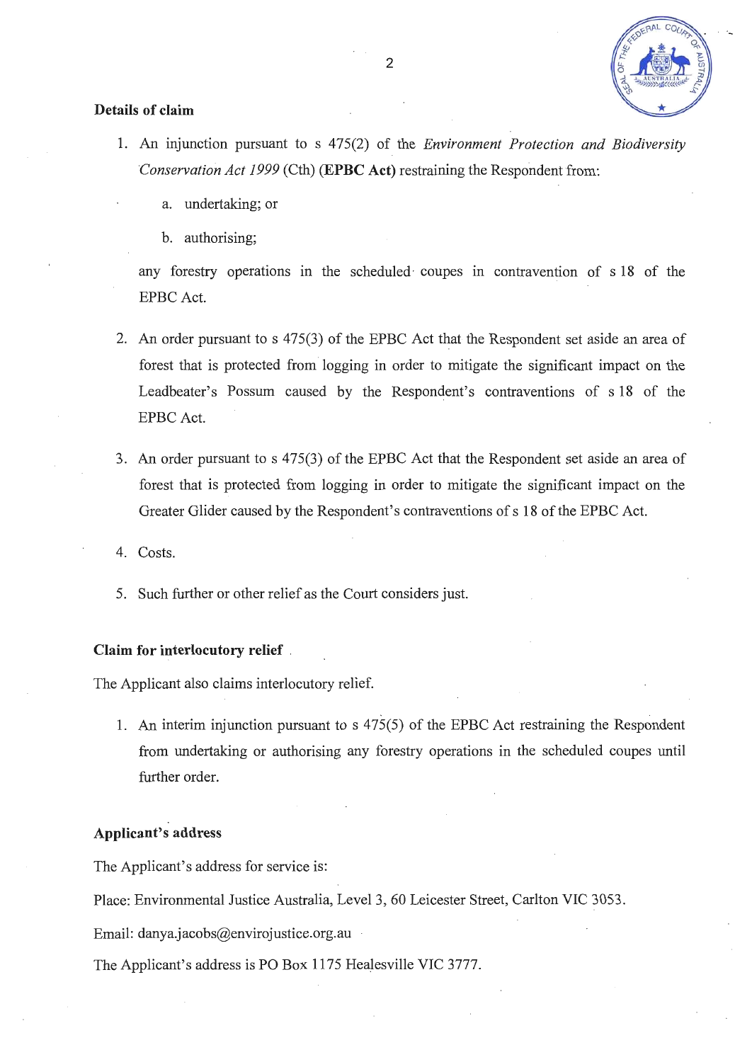## Details of claim

1. An injunction pursuant to s 475(2) of the *Environment Protection and Biodiversity Conservation Act 1999* (Cth) (**EPBC Act**) restraining the Respondent from:

    a. undertaking; or

    b. authorising;

    any forestry operations in the scheduled coupes in contravention of s 18 of the EPBC Act.

2. An order pursuant to s 475(3) of the EPBC Act that the Respondent set aside an area of forest that is protected from logging in order to mitigate the significant impact on the Leadbeater's Possum caused by the Respondent's contraventions of s 18 of the EPBC Act.

3. An order pursuant to s 475(3) of the EPBC Act that the Respondent set aside an area of forest that is protected from logging in order to mitigate the significant impact on the Greater Glider caused by the Respondent's contraventions of s 18 of the EPBC Act.

4. Costs.

5. Such further or other relief as the Court considers just.

## Claim for interlocutory relief

The Applicant also claims interlocutory relief.

1. An interim injunction pursuant to s 475(5) of the EPBC Act restraining the Respondent from undertaking or authorising any forestry operations in the scheduled coupes until further order.

## Applicant's address

The Applicant's address for service is:

Place: Environmental Justice Australia, Level 3, 60 Leicester Street, Carlton VIC 3053.

Email: danya.jacobs@envirojustice.org.au

The Applicant's address is PO Box 1175 Healesville VIC 3777.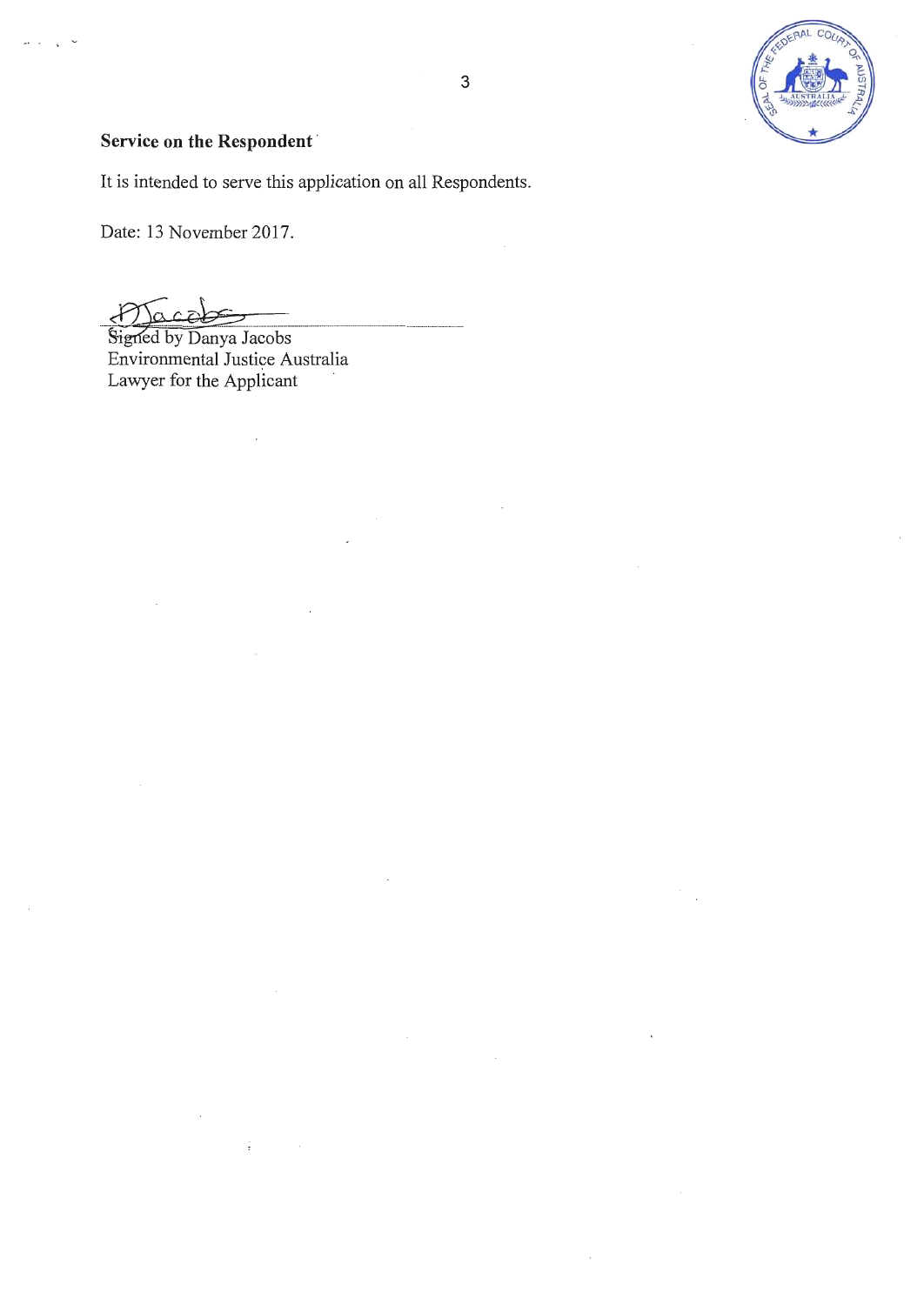**Service on the Respondent**

It is intended to serve this application on all Respondents.

Date: 13 November 2017.

Signed by Danya Jacobs
Environmental Justice Australia
Lawyer for the Applicant